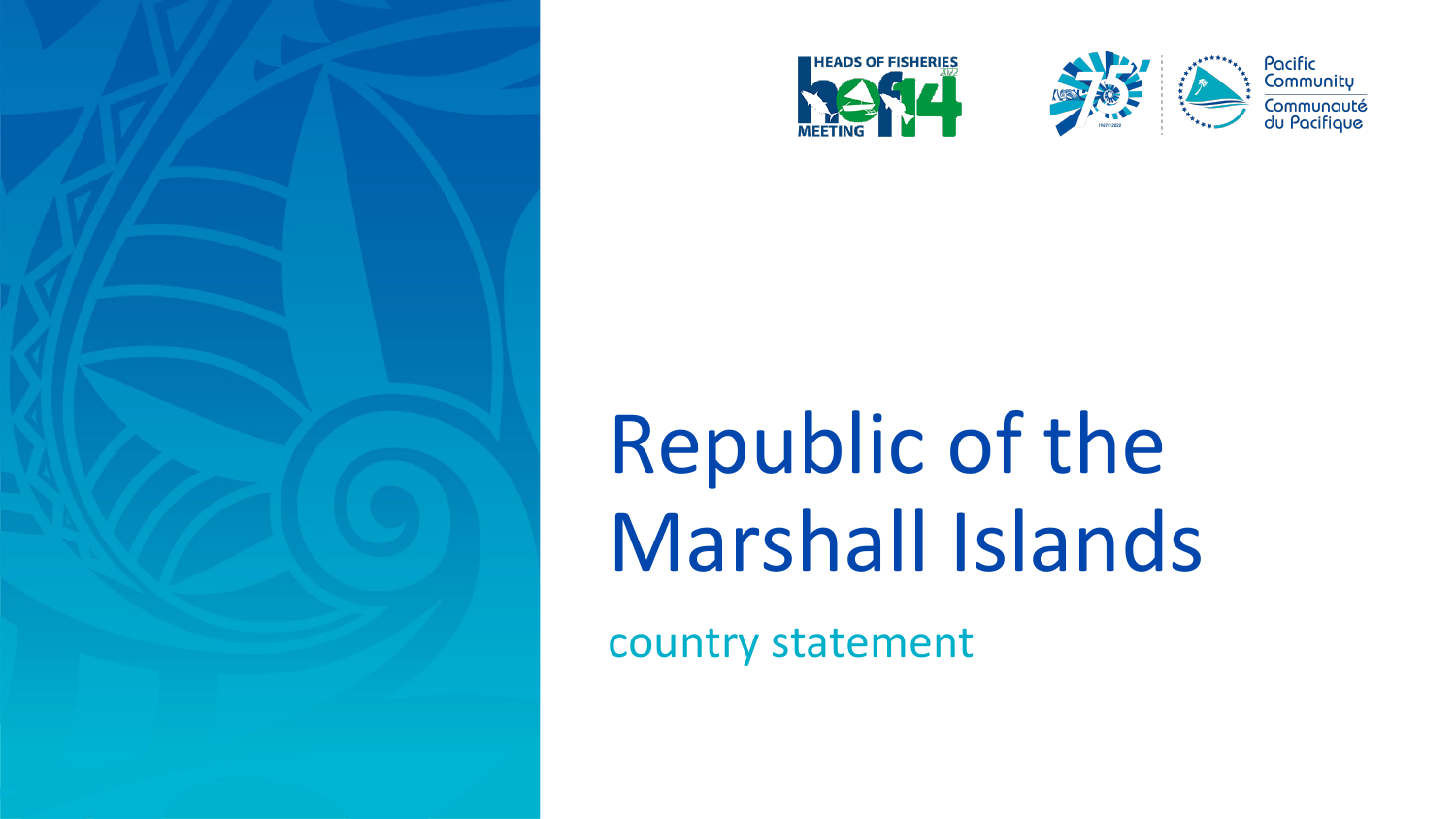HEADS OF FISHERIES 2022 MEETING hof14

Pacific Community
Communauté du Pacifique

# Republic of the Marshall Islands

country statement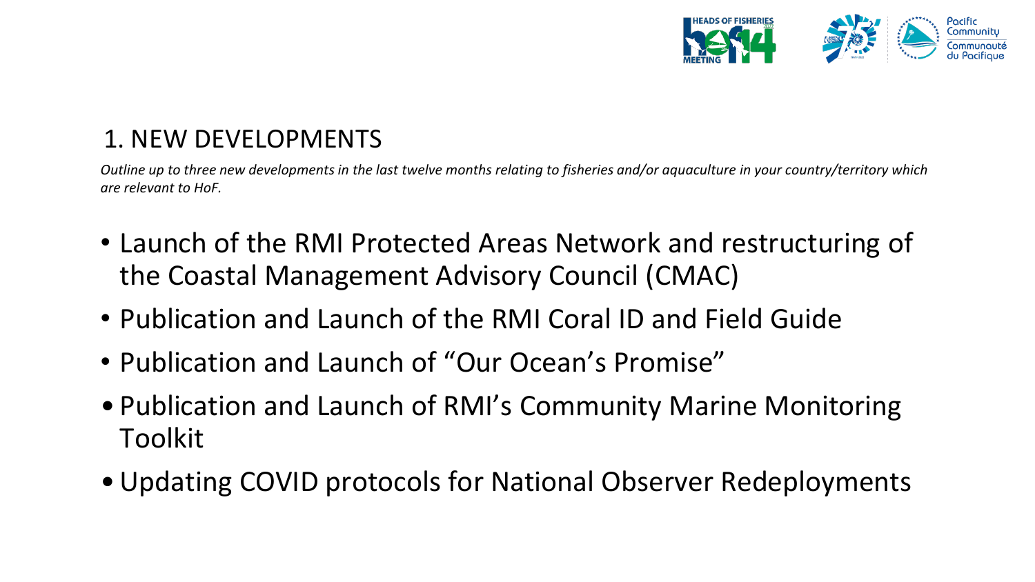## 1. NEW DEVELOPMENTS

*Outline up to three new developments in the last twelve months relating to fisheries and/or aquaculture in your country/territory which are relevant to HoF.*

- Launch of the RMI Protected Areas Network and restructuring of the Coastal Management Advisory Council (CMAC)
- Publication and Launch of the RMI Coral ID and Field Guide
- Publication and Launch of "Our Ocean's Promise"
- Publication and Launch of RMI's Community Marine Monitoring Toolkit
- Updating COVID protocols for National Observer Redeployments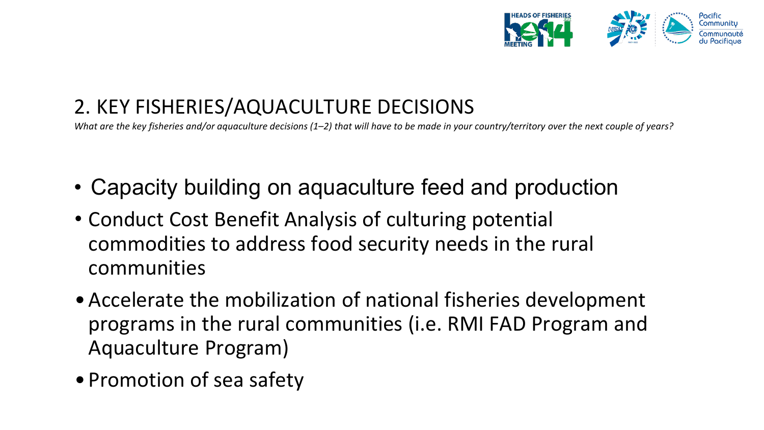## 2. KEY FISHERIES/AQUACULTURE DECISIONS

*What are the key fisheries and/or aquaculture decisions (1–2) that will have to be made in your country/territory over the next couple of years?*

- Capacity building on aquaculture feed and production
- Conduct Cost Benefit Analysis of culturing potential commodities to address food security needs in the rural communities
- Accelerate the mobilization of national fisheries development programs in the rural communities (i.e. RMI FAD Program and Aquaculture Program)
- Promotion of sea safety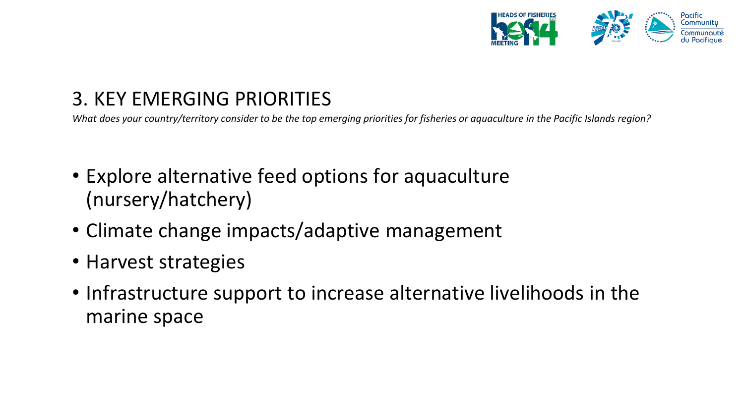## 3. KEY EMERGING PRIORITIES

*What does your country/territory consider to be the top emerging priorities for fisheries or aquaculture in the Pacific Islands region?*

- Explore alternative feed options for aquaculture (nursery/hatchery)
- Climate change impacts/adaptive management
- Harvest strategies
- Infrastructure support to increase alternative livelihoods in the marine space